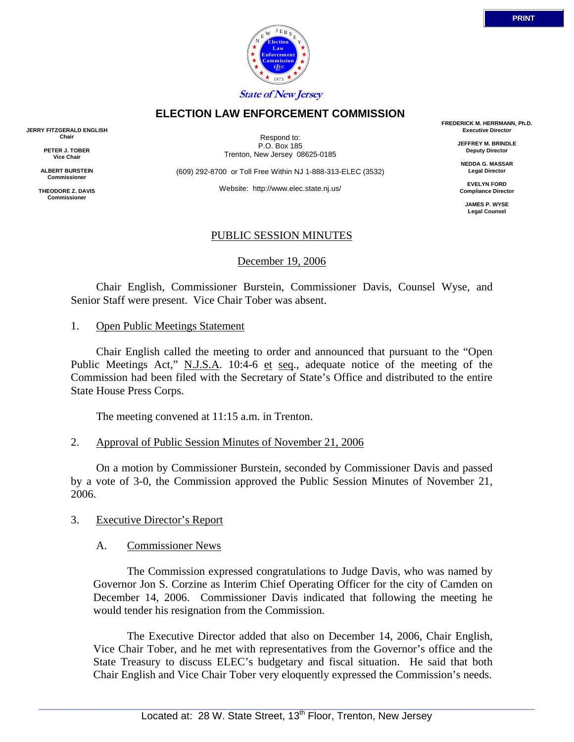State of New Jersey

# ELECTION LAW ENFORCEMENT COMMISSION

JERRY FITZGERALD ENGLISH
Chair

PETER J. TOBER
Vice Chair

ALBERT BURSTEIN
Commissioner

THEODORE Z. DAVIS
Commissioner

Respond to:
P.O. Box 185
Trenton, New Jersey 08625-0185

(609) 292-8700 or Toll Free Within NJ 1-888-313-ELEC (3532)

Website: http://www.elec.state.nj.us/

FREDERICK M. HERRMANN, Ph.D.
Executive Director

JEFFREY M. BRINDLE
Deputy Director

NEDDA G. MASSAR
Legal Director

EVELYN FORD
Compliance Director

JAMES P. WYSE
Legal Counsel

## PUBLIC SESSION MINUTES

December 19, 2006

Chair English, Commissioner Burstein, Commissioner Davis, Counsel Wyse, and Senior Staff were present. Vice Chair Tober was absent.

1. Open Public Meetings Statement

Chair English called the meeting to order and announced that pursuant to the "Open Public Meetings Act," N.J.S.A. 10:4-6 et seq., adequate notice of the meeting of the Commission had been filed with the Secretary of State's Office and distributed to the entire State House Press Corps.

The meeting convened at 11:15 a.m. in Trenton.

2. Approval of Public Session Minutes of November 21, 2006

On a motion by Commissioner Burstein, seconded by Commissioner Davis and passed by a vote of 3-0, the Commission approved the Public Session Minutes of November 21, 2006.

3. Executive Director's Report

A. Commissioner News

The Commission expressed congratulations to Judge Davis, who was named by Governor Jon S. Corzine as Interim Chief Operating Officer for the city of Camden on December 14, 2006. Commissioner Davis indicated that following the meeting he would tender his resignation from the Commission.

The Executive Director added that also on December 14, 2006, Chair English, Vice Chair Tober, and he met with representatives from the Governor's office and the State Treasury to discuss ELEC's budgetary and fiscal situation. He said that both Chair English and Vice Chair Tober very eloquently expressed the Commission's needs.

Located at: 28 W. State Street, 13th Floor, Trenton, New Jersey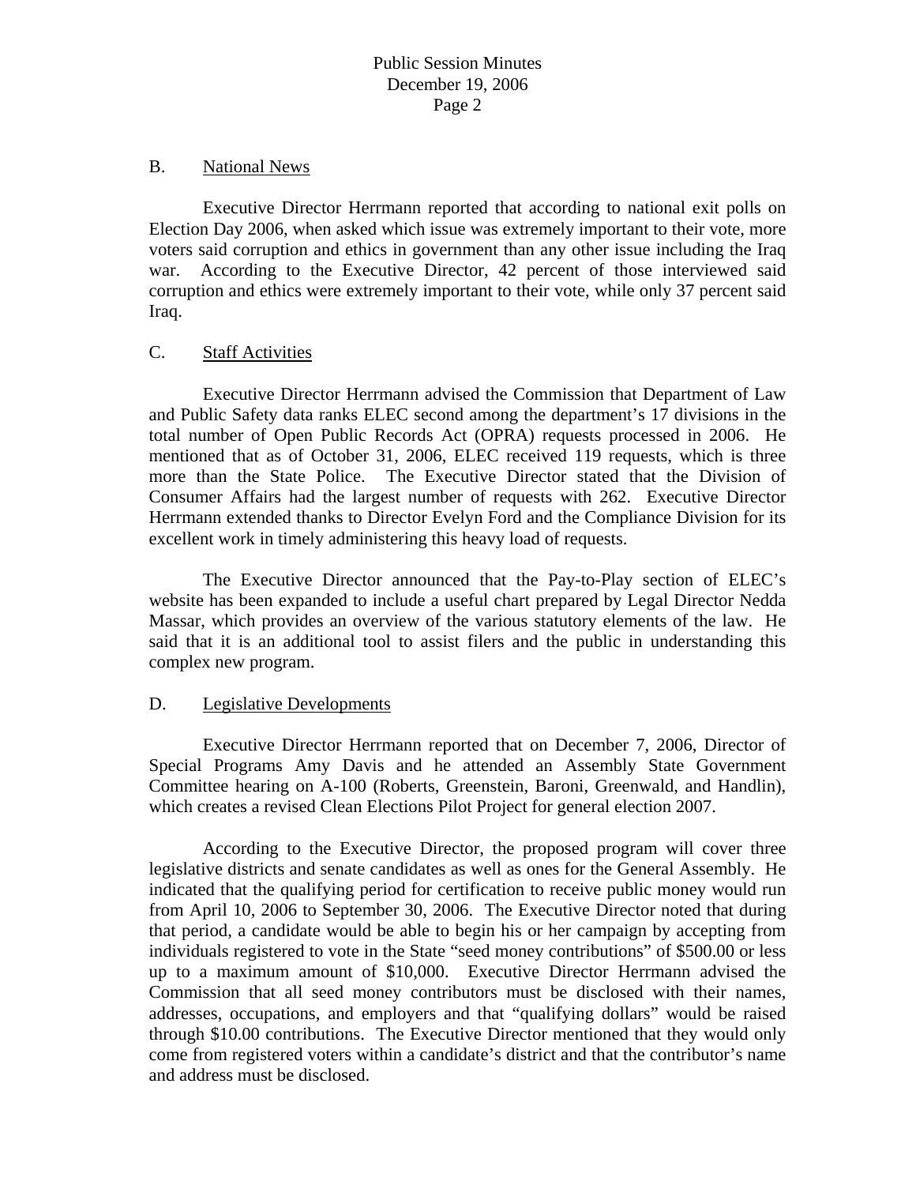## B. National News

Executive Director Herrmann reported that according to national exit polls on Election Day 2006, when asked which issue was extremely important to their vote, more voters said corruption and ethics in government than any other issue including the Iraq war. According to the Executive Director, 42 percent of those interviewed said corruption and ethics were extremely important to their vote, while only 37 percent said Iraq.

## C. Staff Activities

Executive Director Herrmann advised the Commission that Department of Law and Public Safety data ranks ELEC second among the department's 17 divisions in the total number of Open Public Records Act (OPRA) requests processed in 2006. He mentioned that as of October 31, 2006, ELEC received 119 requests, which is three more than the State Police. The Executive Director stated that the Division of Consumer Affairs had the largest number of requests with 262. Executive Director Herrmann extended thanks to Director Evelyn Ford and the Compliance Division for its excellent work in timely administering this heavy load of requests.

The Executive Director announced that the Pay-to-Play section of ELEC's website has been expanded to include a useful chart prepared by Legal Director Nedda Massar, which provides an overview of the various statutory elements of the law. He said that it is an additional tool to assist filers and the public in understanding this complex new program.

## D. Legislative Developments

Executive Director Herrmann reported that on December 7, 2006, Director of Special Programs Amy Davis and he attended an Assembly State Government Committee hearing on A-100 (Roberts, Greenstein, Baroni, Greenwald, and Handlin), which creates a revised Clean Elections Pilot Project for general election 2007.

According to the Executive Director, the proposed program will cover three legislative districts and senate candidates as well as ones for the General Assembly. He indicated that the qualifying period for certification to receive public money would run from April 10, 2006 to September 30, 2006. The Executive Director noted that during that period, a candidate would be able to begin his or her campaign by accepting from individuals registered to vote in the State "seed money contributions" of $500.00 or less up to a maximum amount of $10,000. Executive Director Herrmann advised the Commission that all seed money contributors must be disclosed with their names, addresses, occupations, and employers and that "qualifying dollars" would be raised through $10.00 contributions. The Executive Director mentioned that they would only come from registered voters within a candidate's district and that the contributor's name and address must be disclosed.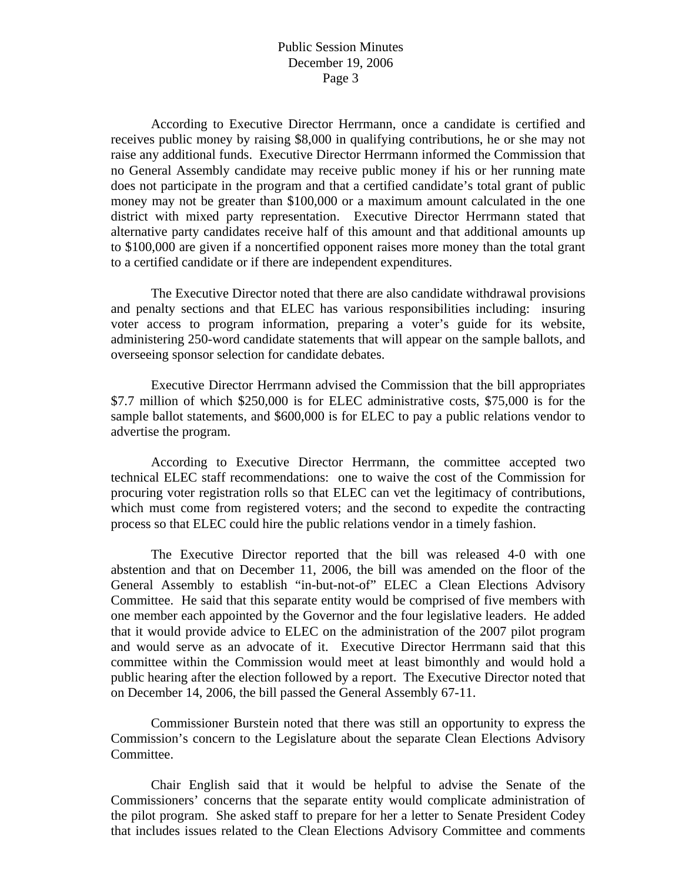According to Executive Director Herrmann, once a candidate is certified and receives public money by raising $8,000 in qualifying contributions, he or she may not raise any additional funds. Executive Director Herrmann informed the Commission that no General Assembly candidate may receive public money if his or her running mate does not participate in the program and that a certified candidate's total grant of public money may not be greater than $100,000 or a maximum amount calculated in the one district with mixed party representation. Executive Director Herrmann stated that alternative party candidates receive half of this amount and that additional amounts up to $100,000 are given if a noncertified opponent raises more money than the total grant to a certified candidate or if there are independent expenditures.

The Executive Director noted that there are also candidate withdrawal provisions and penalty sections and that ELEC has various responsibilities including: insuring voter access to program information, preparing a voter's guide for its website, administering 250-word candidate statements that will appear on the sample ballots, and overseeing sponsor selection for candidate debates.

Executive Director Herrmann advised the Commission that the bill appropriates $7.7 million of which $250,000 is for ELEC administrative costs, $75,000 is for the sample ballot statements, and $600,000 is for ELEC to pay a public relations vendor to advertise the program.

According to Executive Director Herrmann, the committee accepted two technical ELEC staff recommendations: one to waive the cost of the Commission for procuring voter registration rolls so that ELEC can vet the legitimacy of contributions, which must come from registered voters; and the second to expedite the contracting process so that ELEC could hire the public relations vendor in a timely fashion.

The Executive Director reported that the bill was released 4-0 with one abstention and that on December 11, 2006, the bill was amended on the floor of the General Assembly to establish "in-but-not-of" ELEC a Clean Elections Advisory Committee. He said that this separate entity would be comprised of five members with one member each appointed by the Governor and the four legislative leaders. He added that it would provide advice to ELEC on the administration of the 2007 pilot program and would serve as an advocate of it. Executive Director Herrmann said that this committee within the Commission would meet at least bimonthly and would hold a public hearing after the election followed by a report. The Executive Director noted that on December 14, 2006, the bill passed the General Assembly 67-11.

Commissioner Burstein noted that there was still an opportunity to express the Commission's concern to the Legislature about the separate Clean Elections Advisory Committee.

Chair English said that it would be helpful to advise the Senate of the Commissioners' concerns that the separate entity would complicate administration of the pilot program. She asked staff to prepare for her a letter to Senate President Codey that includes issues related to the Clean Elections Advisory Committee and comments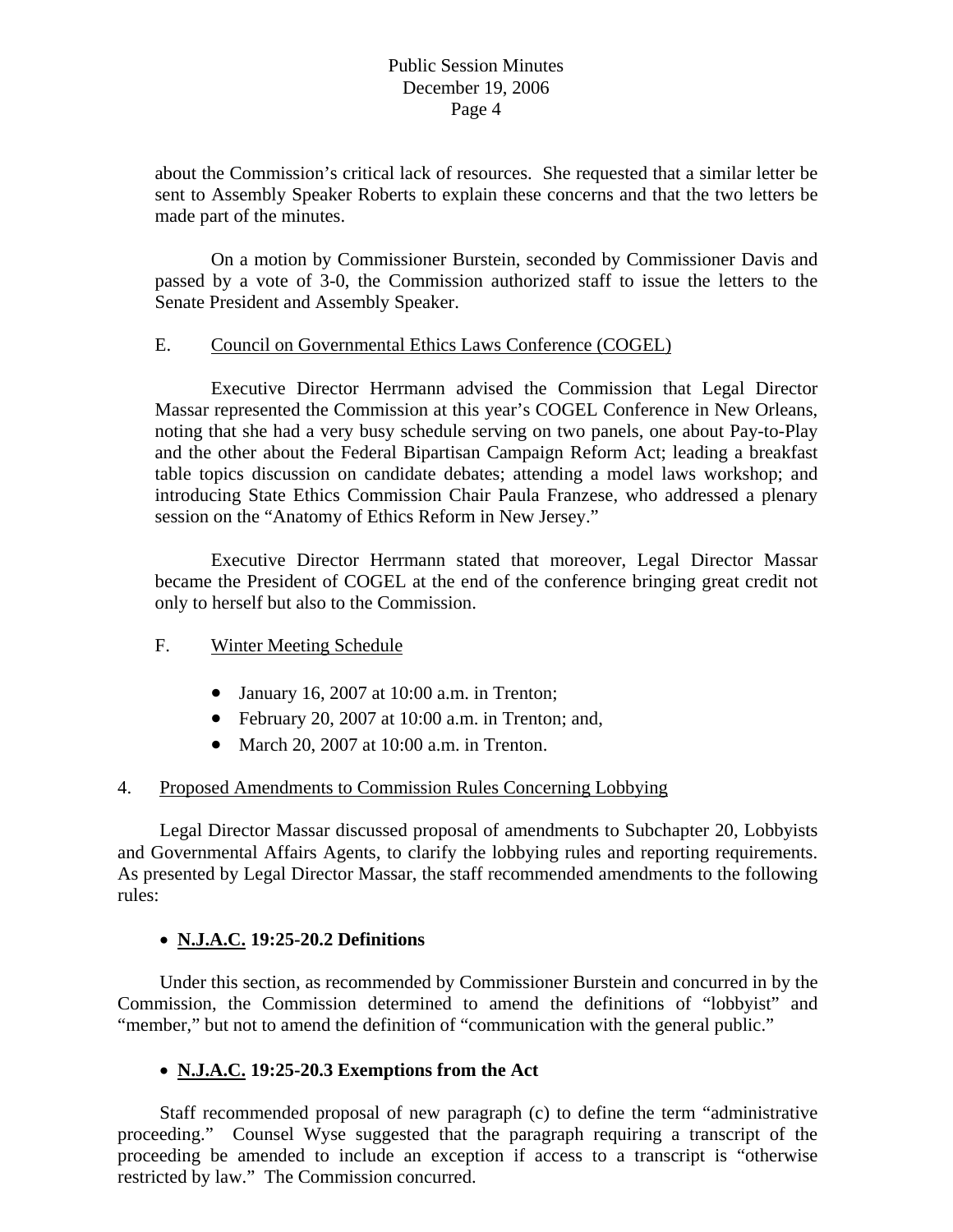about the Commission's critical lack of resources. She requested that a similar letter be sent to Assembly Speaker Roberts to explain these concerns and that the two letters be made part of the minutes.

On a motion by Commissioner Burstein, seconded by Commissioner Davis and passed by a vote of 3-0, the Commission authorized staff to issue the letters to the Senate President and Assembly Speaker.

E. Council on Governmental Ethics Laws Conference (COGEL)

Executive Director Herrmann advised the Commission that Legal Director Massar represented the Commission at this year's COGEL Conference in New Orleans, noting that she had a very busy schedule serving on two panels, one about Pay-to-Play and the other about the Federal Bipartisan Campaign Reform Act; leading a breakfast table topics discussion on candidate debates; attending a model laws workshop; and introducing State Ethics Commission Chair Paula Franzese, who addressed a plenary session on the "Anatomy of Ethics Reform in New Jersey."

Executive Director Herrmann stated that moreover, Legal Director Massar became the President of COGEL at the end of the conference bringing great credit not only to herself but also to the Commission.

F. Winter Meeting Schedule

- January 16, 2007 at 10:00 a.m. in Trenton;
- February 20, 2007 at 10:00 a.m. in Trenton; and,
- March 20, 2007 at 10:00 a.m. in Trenton.

4. Proposed Amendments to Commission Rules Concerning Lobbying

Legal Director Massar discussed proposal of amendments to Subchapter 20, Lobbyists and Governmental Affairs Agents, to clarify the lobbying rules and reporting requirements. As presented by Legal Director Massar, the staff recommended amendments to the following rules:

- **N.J.A.C. 19:25-20.2 Definitions**

Under this section, as recommended by Commissioner Burstein and concurred in by the Commission, the Commission determined to amend the definitions of "lobbyist" and "member," but not to amend the definition of "communication with the general public."

- **N.J.A.C. 19:25-20.3 Exemptions from the Act**

Staff recommended proposal of new paragraph (c) to define the term "administrative proceeding." Counsel Wyse suggested that the paragraph requiring a transcript of the proceeding be amended to include an exception if access to a transcript is "otherwise restricted by law." The Commission concurred.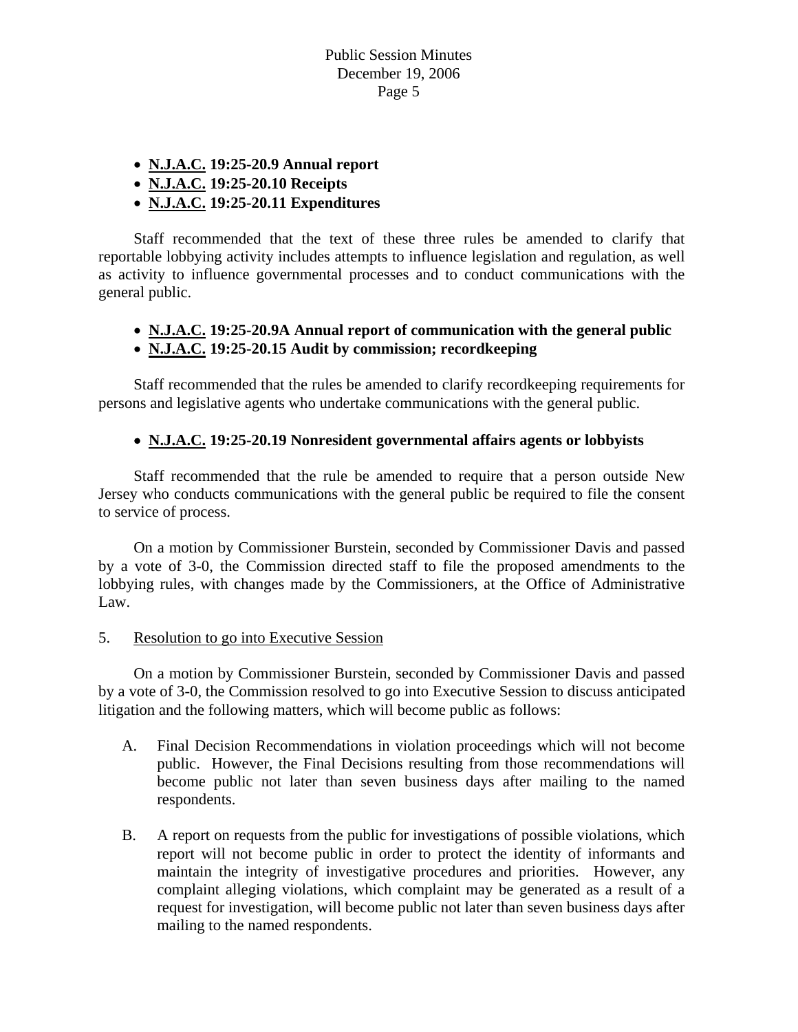- **N.J.A.C. 19:25-20.9 Annual report**
- **N.J.A.C. 19:25-20.10 Receipts**
- **N.J.A.C. 19:25-20.11 Expenditures**

Staff recommended that the text of these three rules be amended to clarify that reportable lobbying activity includes attempts to influence legislation and regulation, as well as activity to influence governmental processes and to conduct communications with the general public.

- **N.J.A.C. 19:25-20.9A Annual report of communication with the general public**
- **N.J.A.C. 19:25-20.15 Audit by commission; recordkeeping**

Staff recommended that the rules be amended to clarify recordkeeping requirements for persons and legislative agents who undertake communications with the general public.

- **N.J.A.C. 19:25-20.19 Nonresident governmental affairs agents or lobbyists**

Staff recommended that the rule be amended to require that a person outside New Jersey who conducts communications with the general public be required to file the consent to service of process.

On a motion by Commissioner Burstein, seconded by Commissioner Davis and passed by a vote of 3-0, the Commission directed staff to file the proposed amendments to the lobbying rules, with changes made by the Commissioners, at the Office of Administrative Law.

5. Resolution to go into Executive Session

On a motion by Commissioner Burstein, seconded by Commissioner Davis and passed by a vote of 3-0, the Commission resolved to go into Executive Session to discuss anticipated litigation and the following matters, which will become public as follows:

A. Final Decision Recommendations in violation proceedings which will not become public. However, the Final Decisions resulting from those recommendations will become public not later than seven business days after mailing to the named respondents.

B. A report on requests from the public for investigations of possible violations, which report will not become public in order to protect the identity of informants and maintain the integrity of investigative procedures and priorities. However, any complaint alleging violations, which complaint may be generated as a result of a request for investigation, will become public not later than seven business days after mailing to the named respondents.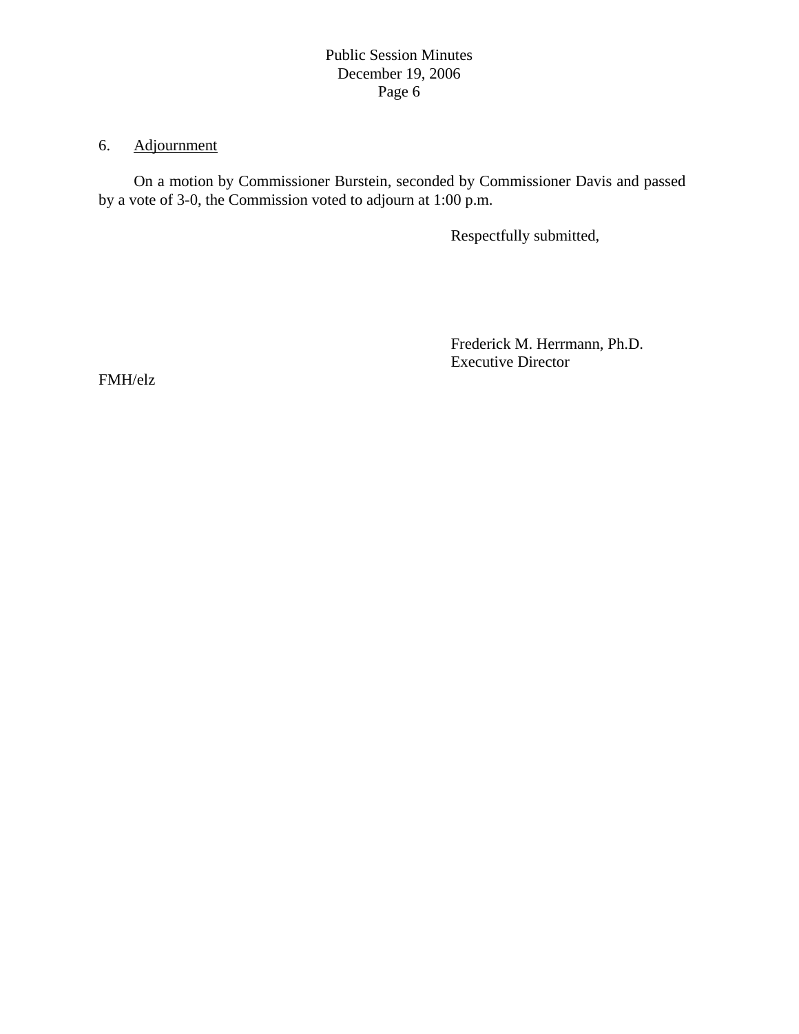6. Adjournment

On a motion by Commissioner Burstein, seconded by Commissioner Davis and passed by a vote of 3-0, the Commission voted to adjourn at 1:00 p.m.

Respectfully submitted,

Frederick M. Herrmann, Ph.D.
Executive Director

FMH/elz